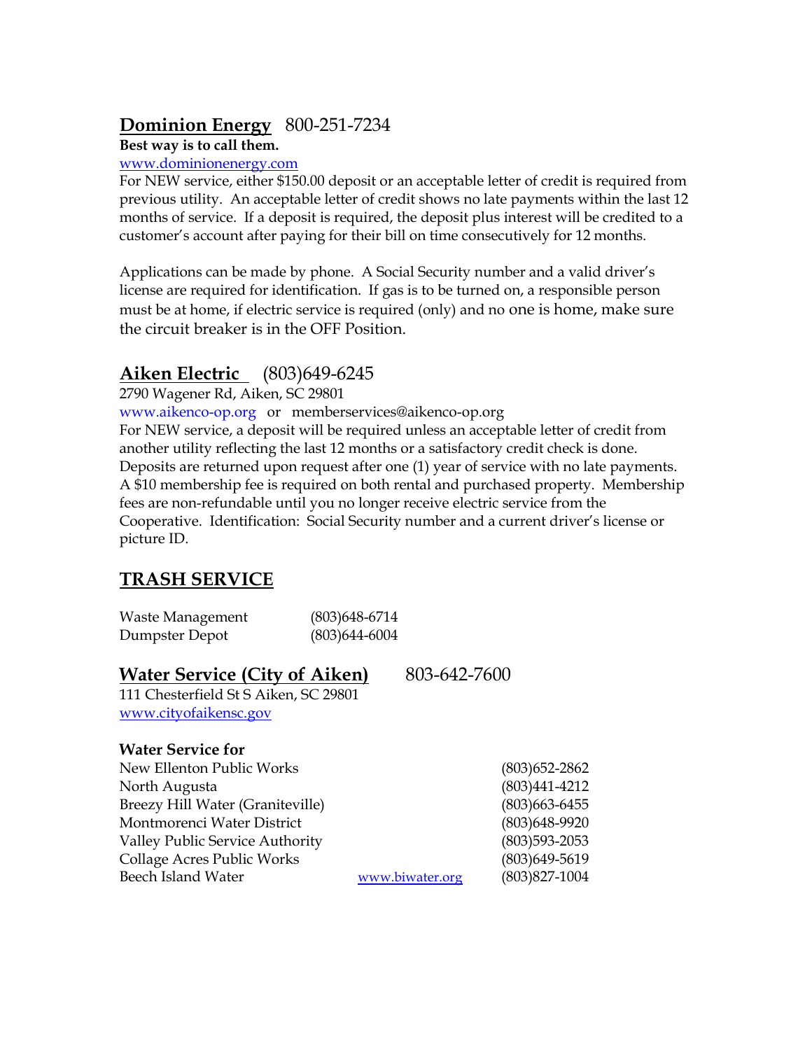## Dominion Energy   800-251-7234

**Best way is to call them.**

www.dominionenergy.com

For NEW service, either $150.00 deposit or an acceptable letter of credit is required from previous utility. An acceptable letter of credit shows no late payments within the last 12 months of service. If a deposit is required, the deposit plus interest will be credited to a customer's account after paying for their bill on time consecutively for 12 months.

Applications can be made by phone. A Social Security number and a valid driver's license are required for identification. If gas is to be turned on, a responsible person must be at home, if electric service is required (only) and no one is home, make sure the circuit breaker is in the OFF Position.

## Aiken Electric   (803)649-6245

2790 Wagener Rd, Aiken, SC 29801

www.aikenco-op.org or memberservices@aikenco-op.org

For NEW service, a deposit will be required unless an acceptable letter of credit from another utility reflecting the last 12 months or a satisfactory credit check is done. Deposits are returned upon request after one (1) year of service with no late payments. A $10 membership fee is required on both rental and purchased property. Membership fees are non-refundable until you no longer receive electric service from the Cooperative. Identification: Social Security number and a current driver's license or picture ID.

## TRASH SERVICE

| | |
|---|---|
| Waste Management | (803)648-6714 |
| Dumpster Depot | (803)644-6004 |

## Water Service (City of Aiken)   803-642-7600

111 Chesterfield St S Aiken, SC 29801

www.cityofaikensc.gov

**Water Service for**

| | | |
|---|---|---|
| New Ellenton Public Works | | (803)652-2862 |
| North Augusta | | (803)441-4212 |
| Breezy Hill Water (Graniteville) | | (803)663-6455 |
| Montmorenci Water District | | (803)648-9920 |
| Valley Public Service Authority | | (803)593-2053 |
| Collage Acres Public Works | | (803)649-5619 |
| Beech Island Water | www.biwater.org | (803)827-1004 |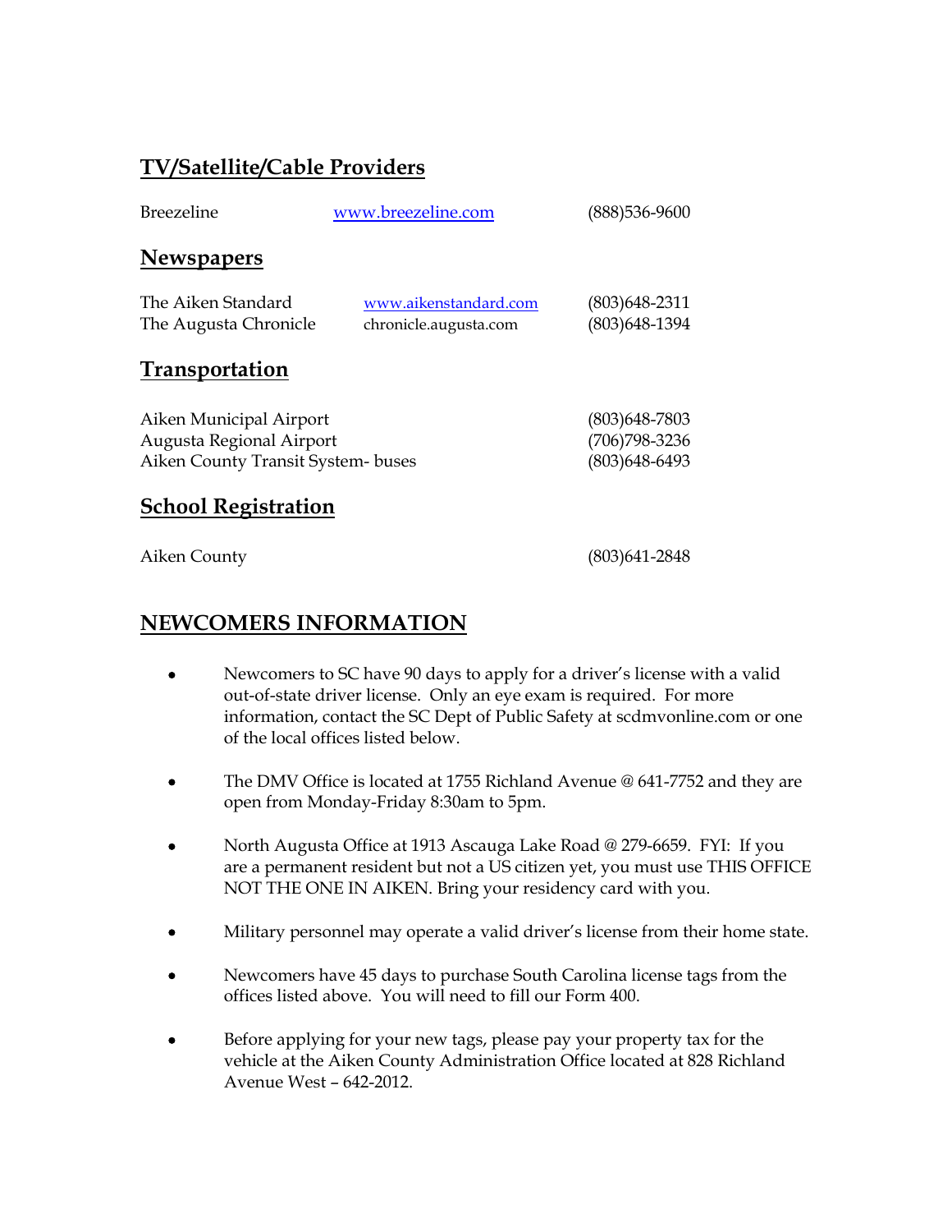## TV/Satellite/Cable Providers

| | | |
|---|---|---|
| Breezeline | www.breezeline.com | (888)536-9600 |

## Newspapers

| | | |
|---|---|---|
| The Aiken Standard | www.aikenstandard.com | (803)648-2311 |
| The Augusta Chronicle | chronicle.augusta.com | (803)648-1394 |

## Transportation

| | |
|---|---|
| Aiken Municipal Airport | (803)648-7803 |
| Augusta Regional Airport | (706)798-3236 |
| Aiken County Transit System- buses | (803)648-6493 |

## School Registration

| | |
|---|---|
| Aiken County | (803)641-2848 |

## NEWCOMERS INFORMATION

- Newcomers to SC have 90 days to apply for a driver's license with a valid out-of-state driver license. Only an eye exam is required. For more information, contact the SC Dept of Public Safety at scdmvonline.com or one of the local offices listed below.

- The DMV Office is located at 1755 Richland Avenue @ 641-7752 and they are open from Monday-Friday 8:30am to 5pm.

- North Augusta Office at 1913 Ascauga Lake Road @ 279-6659. FYI: If you are a permanent resident but not a US citizen yet, you must use THIS OFFICE NOT THE ONE IN AIKEN. Bring your residency card with you.

- Military personnel may operate a valid driver's license from their home state.

- Newcomers have 45 days to purchase South Carolina license tags from the offices listed above. You will need to fill our Form 400.

- Before applying for your new tags, please pay your property tax for the vehicle at the Aiken County Administration Office located at 828 Richland Avenue West – 642-2012.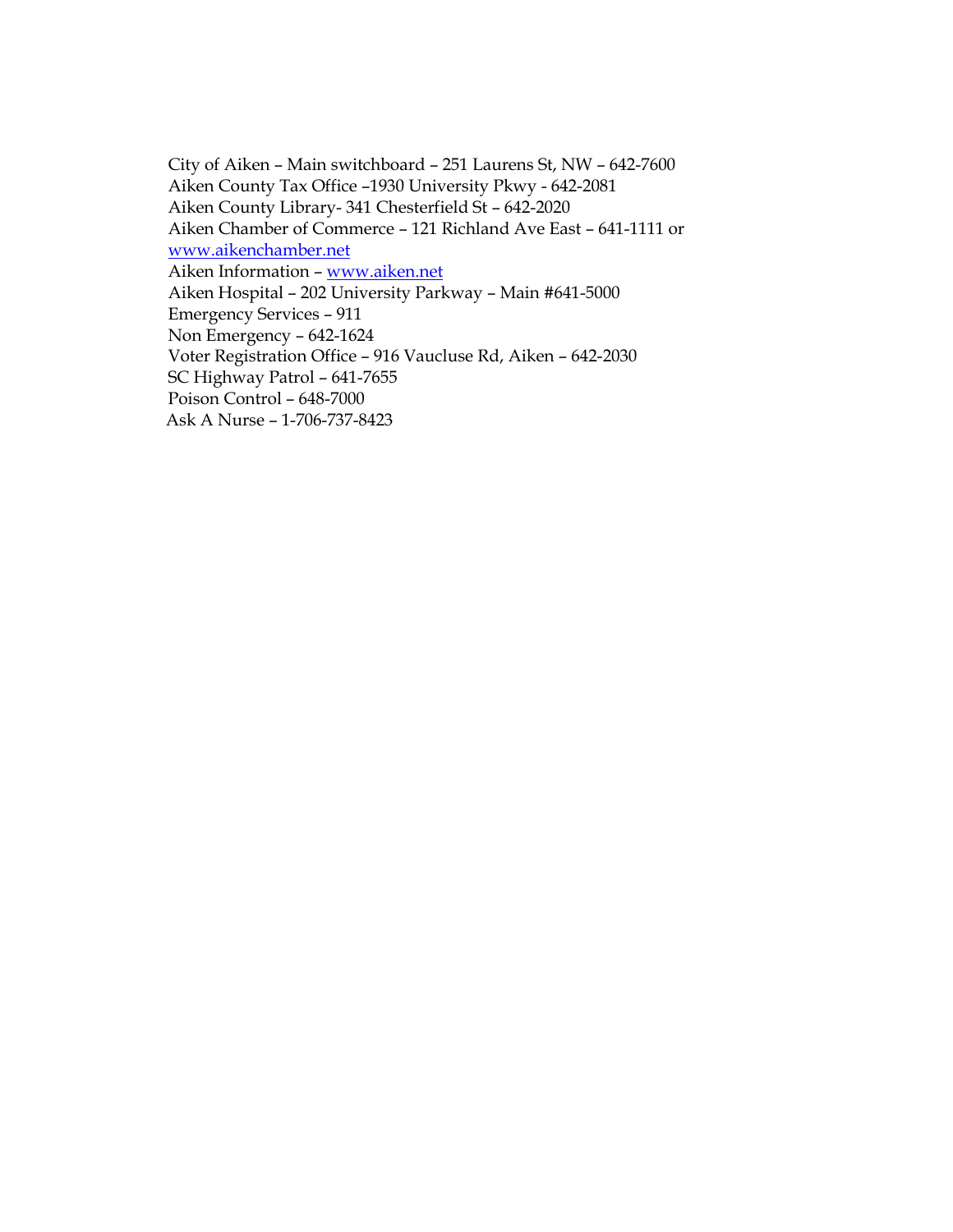City of Aiken – Main switchboard – 251 Laurens St, NW – 642-7600
Aiken County Tax Office –1930 University Pkwy - 642-2081
Aiken County Library- 341 Chesterfield St – 642-2020
Aiken Chamber of Commerce – 121 Richland Ave East – 641-1111 or www.aikenchamber.net
Aiken Information – www.aiken.net
Aiken Hospital – 202 University Parkway – Main #641-5000
Emergency Services – 911
Non Emergency – 642-1624
Voter Registration Office – 916 Vaucluse Rd, Aiken – 642-2030
SC Highway Patrol – 641-7655
Poison Control – 648-7000
Ask A Nurse – 1-706-737-8423